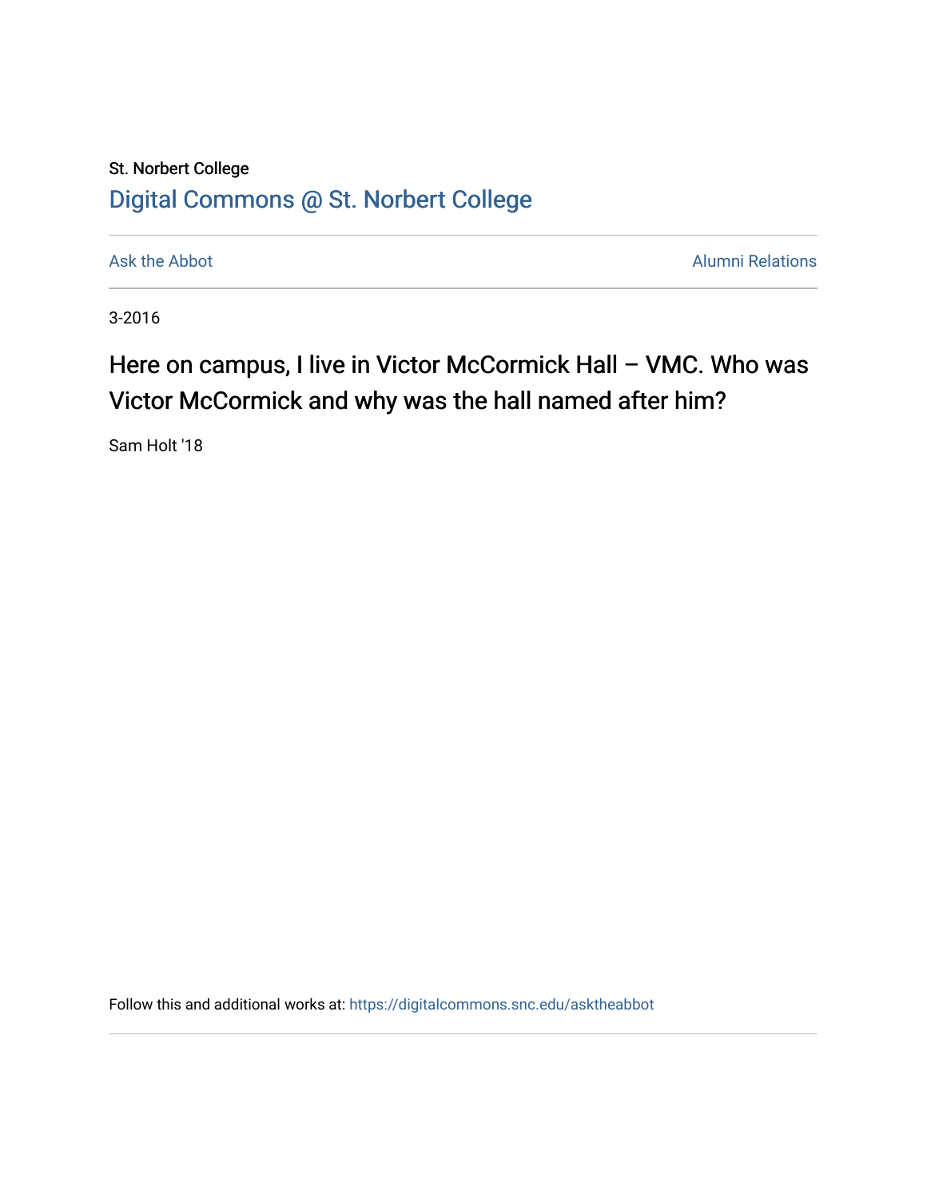St. Norbert College

Digital Commons @ St. Norbert College

Ask the Abbot | Alumni Relations

3-2016

# Here on campus, I live in Victor McCormick Hall – VMC. Who was Victor McCormick and why was the hall named after him?

Sam Holt '18

Follow this and additional works at: https://digitalcommons.snc.edu/asktheabbot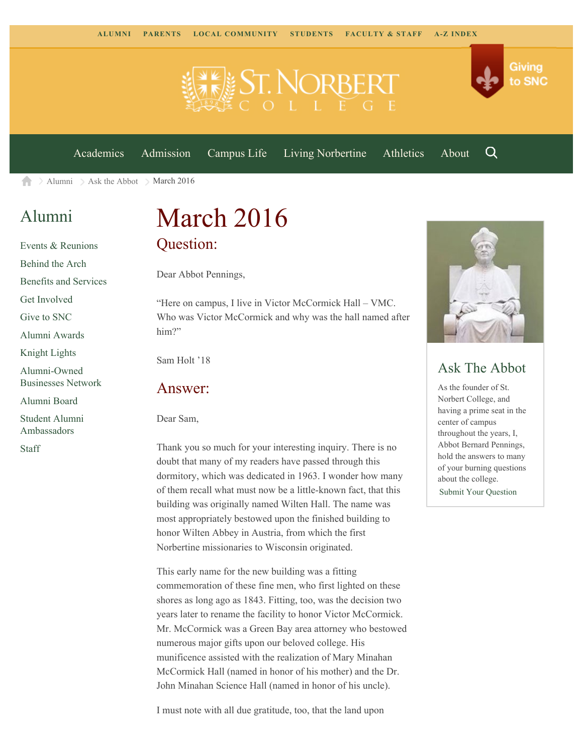ALUMNI PARENTS LOCAL COMMUNITY STUDENTS FACULTY & STAFF A-Z INDEX

Giving to SNC

Academics Admission Campus Life Living Norbertine Athletics About

Alumni > Ask the Abbot > March 2016

## Alumni

- Events & Reunions
- Behind the Arch
- Benefits and Services
- Get Involved
- Give to SNC
- Alumni Awards
- Knight Lights
- Alumni-Owned Businesses Network
- Alumni Board
- Student Alumni Ambassadors
- Staff

# March 2016

## Question:

Dear Abbot Pennings,

"Here on campus, I live in Victor McCormick Hall – VMC. Who was Victor McCormick and why was the hall named after him?"

Sam Holt '18

## Answer:

Dear Sam,

Thank you so much for your interesting inquiry. There is no doubt that many of my readers have passed through this dormitory, which was dedicated in 1963. I wonder how many of them recall what must now be a little-known fact, that this building was originally named Wilten Hall. The name was most appropriately bestowed upon the finished building to honor Wilten Abbey in Austria, from which the first Norbertine missionaries to Wisconsin originated.

This early name for the new building was a fitting commemoration of these fine men, who first lighted on these shores as long ago as 1843. Fitting, too, was the decision two years later to rename the facility to honor Victor McCormick. Mr. McCormick was a Green Bay area attorney who bestowed numerous major gifts upon our beloved college. His munificence assisted with the realization of Mary Minahan McCormick Hall (named in honor of his mother) and the Dr. John Minahan Science Hall (named in honor of his uncle).

I must note with all due gratitude, too, that the land upon

## Ask The Abbot

As the founder of St. Norbert College, and having a prime seat in the center of campus throughout the years, I, Abbot Bernard Pennings, hold the answers to many of your burning questions about the college.

Submit Your Question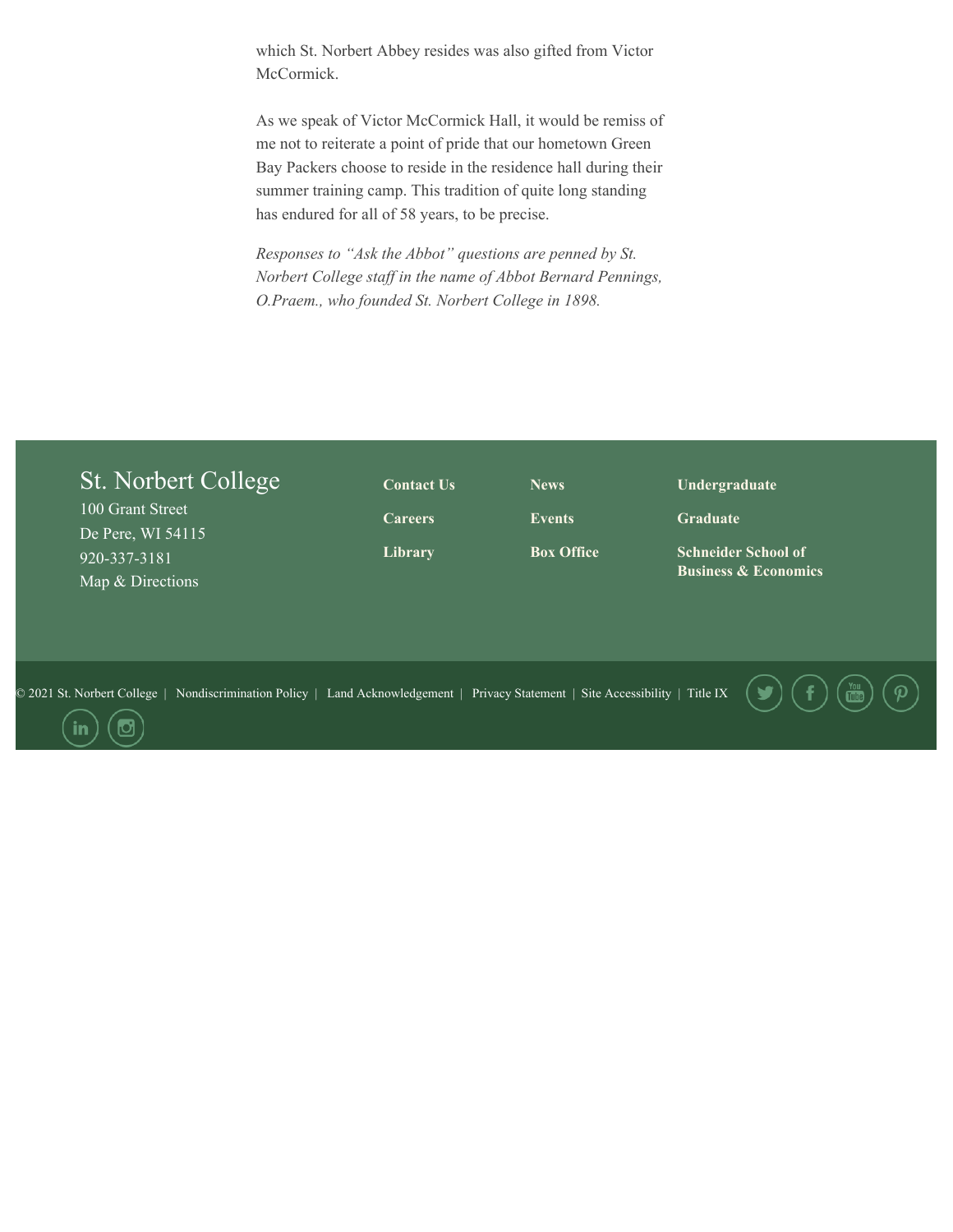which St. Norbert Abbey resides was also gifted from Victor McCormick.

As we speak of Victor McCormick Hall, it would be remiss of me not to reiterate a point of pride that our hometown Green Bay Packers choose to reside in the residence hall during their summer training camp. This tradition of quite long standing has endured for all of 58 years, to be precise.

*Responses to "Ask the Abbot" questions are penned by St. Norbert College staff in the name of Abbot Bernard Pennings, O.Praem., who founded St. Norbert College in 1898.*

St. Norbert College
100 Grant Street
De Pere, WI 54115
920-337-3181
Map & Directions

**Contact Us**
**Careers**
**Library**

**News**
**Events**
**Box Office**

**Undergraduate**
**Graduate**
**Schneider School of Business & Economics**

© 2021 St. Norbert College | Nondiscrimination Policy | Land Acknowledgement | Privacy Statement | Site Accessibility | Title IX